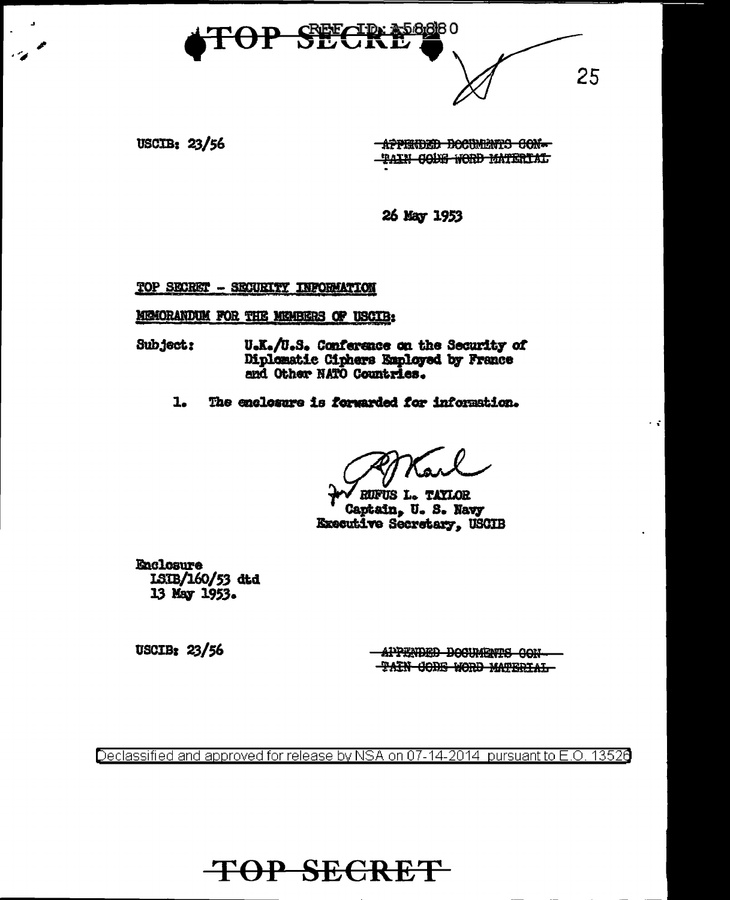USCIB: 23/56

~~APPENDED DOCUMENTS CONTAIN CODE WORD MATERIAL~~

26 May 1953

TOP SECRET - SECURITY INFORMATION

MEMORANDUM FOR THE MEMBERS OF USCIB:

Subject: U.K./U.S. Conference on the Security of Diplomatic Ciphers Employed by France and Other NATO Countries.

1. The enclosure is forwarded for information.

for RUFUS L. TAYLOR
Captain, U. S. Navy
Executive Secretary, USCIB

Enclosure
LSIB/160/53 dtd
13 May 1953.

USCIB: 23/56

~~APPENDED DOCUMENTS CONTAIN CODE WORD MATERIAL~~

Declassified and approved for release by NSA on 07-14-2014 pursuant to E.O. 13526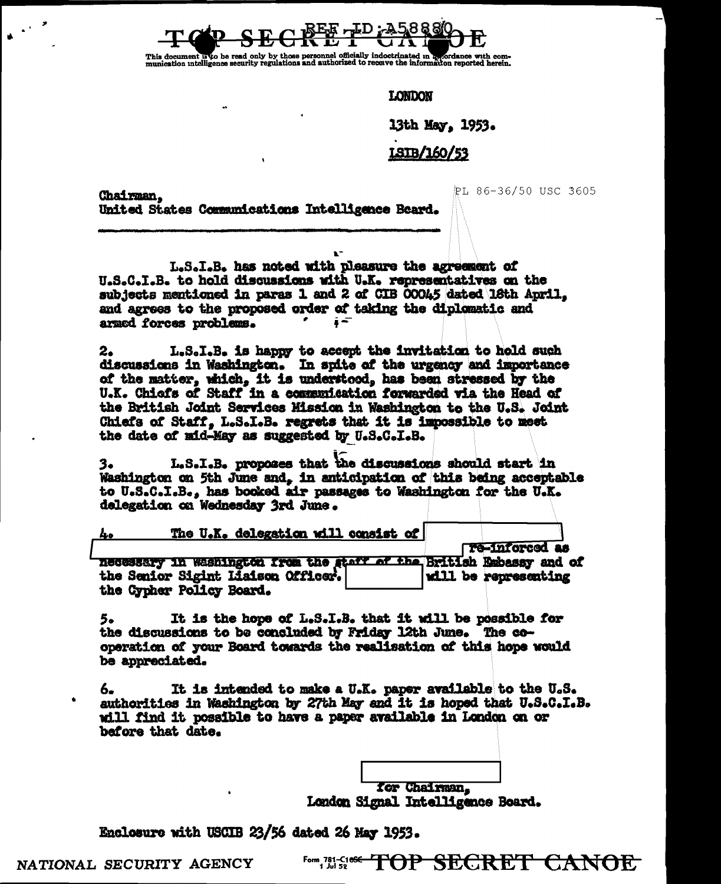TOP SECRET CANOE

REF ID:A58880

This document is to be read only by those personnel officially indoctrinated in accordance with communication intelligence security regulations and authorized to receive the information reported herein.

LONDON

13th May, 1953.

LSIB/160/53

PL 86-36/50 USC 3605

Chairman,
United States Communications Intelligence Board.

L.S.I.B. has noted with pleasure the agreement of U.S.C.I.B. to hold discussions with U.K. representatives on the subjects mentioned in paras 1 and 2 of CIB 00045 dated 18th April, and agrees to the proposed order of taking the diplomatic and armed forces problems.

2. L.S.I.B. is happy to accept the invitation to hold such discussions in Washington. In spite of the urgency and importance of the matter, which, it is understood, has been stressed by the U.K. Chiefs of Staff in a communication forwarded via the Head of the British Joint Services Mission in Washington to the U.S. Joint Chiefs of Staff, L.S.I.B. regrets that it is impossible to meet the date of mid-May as suggested by U.S.C.I.B.

3. L.S.I.B. proposes that the discussions should start in Washington on 5th June and, in anticipation of this being acceptable to U.S.C.I.B., has booked air passages to Washington for the U.K. delegation on Wednesday 3rd June.

4. The U.K. delegation will consist of [REDACTED] re-inforced as necessary in Washington from the staff of the British Embassy and of the Senior Sigint Liaison Officer. [REDACTED] will be representing the Cypher Policy Board.

5. It is the hope of L.S.I.B. that it will be possible for the discussions to be concluded by Friday 12th June. The co-operation of your Board towards the realisation of this hope would be appreciated.

6. It is intended to make a U.K. paper available to the U.S. authorities in Washington by 27th May and it is hoped that U.S.C.I.B. will find it possible to have a paper available in London on or before that date.

[REDACTED]
for Chairman,
London Signal Intelligence Board.

Enclosure with USCIB 23/56 dated 26 May 1953.

NATIONAL SECURITY AGENCY

Form 781-C10SC 1 Jul 52

TOP SECRET CANOE